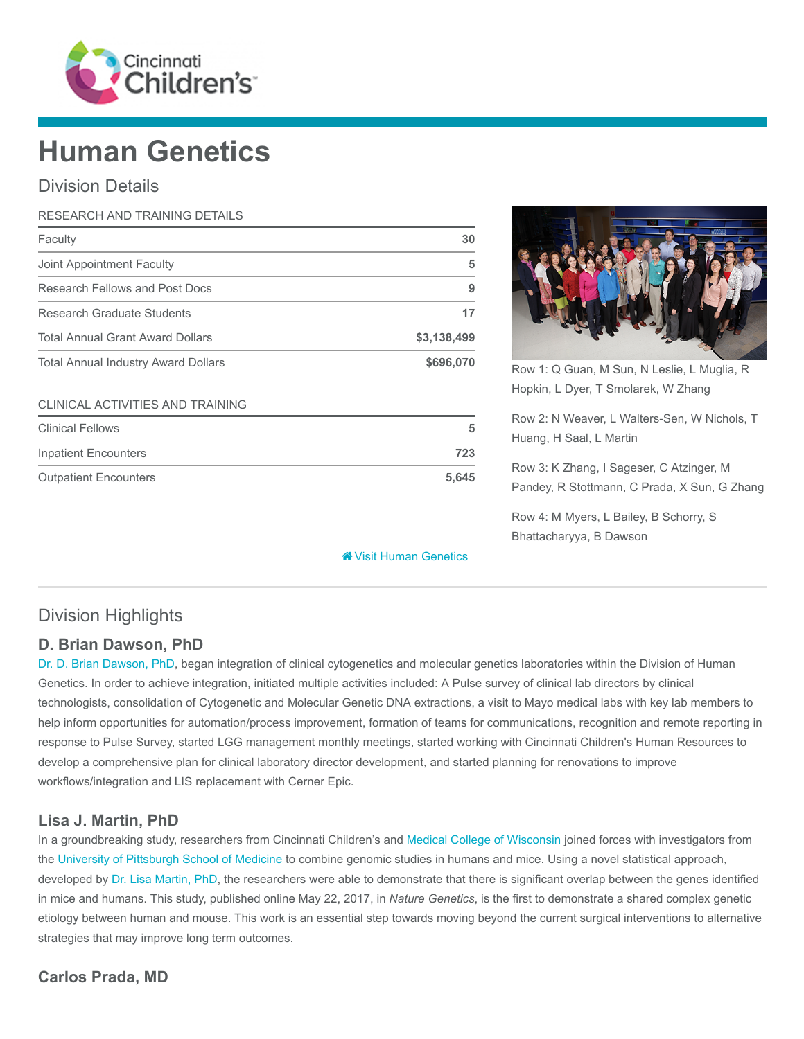Cincinnati Children's

# Human Genetics

## Division Details

| RESEARCH AND TRAINING DETAILS | |
|---|---|
| Faculty | 30 |
| Joint Appointment Faculty | 5 |
| Research Fellows and Post Docs | 9 |
| Research Graduate Students | 17 |
| Total Annual Grant Award Dollars | $3,138,499 |
| Total Annual Industry Award Dollars | $696,070 |

| CLINICAL ACTIVITIES AND TRAINING | |
|---|---|
| Clinical Fellows | 5 |
| Inpatient Encounters | 723 |
| Outpatient Encounters | 5,645 |

Visit Human Genetics

Row 1: Q Guan, M Sun, N Leslie, L Muglia, R Hopkin, L Dyer, T Smolarek, W Zhang

Row 2: N Weaver, L Walters-Sen, W Nichols, T Huang, H Saal, L Martin

Row 3: K Zhang, I Sageser, C Atzinger, M Pandey, R Stottmann, C Prada, X Sun, G Zhang

Row 4: M Myers, L Bailey, B Schorry, S Bhattacharyya, B Dawson

## Division Highlights

### D. Brian Dawson, PhD

Dr. D. Brian Dawson, PhD, began integration of clinical cytogenetics and molecular genetics laboratories within the Division of Human Genetics. In order to achieve integration, initiated multiple activities included: A Pulse survey of clinical lab directors by clinical technologists, consolidation of Cytogenetic and Molecular Genetic DNA extractions, a visit to Mayo medical labs with key lab members to help inform opportunities for automation/process improvement, formation of teams for communications, recognition and remote reporting in response to Pulse Survey, started LGG management monthly meetings, started working with Cincinnati Children's Human Resources to develop a comprehensive plan for clinical laboratory director development, and started planning for renovations to improve workflows/integration and LIS replacement with Cerner Epic.

### Lisa J. Martin, PhD

In a groundbreaking study, researchers from Cincinnati Children's and Medical College of Wisconsin joined forces with investigators from the University of Pittsburgh School of Medicine to combine genomic studies in humans and mice. Using a novel statistical approach, developed by Dr. Lisa Martin, PhD, the researchers were able to demonstrate that there is significant overlap between the genes identified in mice and humans. This study, published online May 22, 2017, in *Nature Genetics*, is the first to demonstrate a shared complex genetic etiology between human and mouse. This work is an essential step towards moving beyond the current surgical interventions to alternative strategies that may improve long term outcomes.

### Carlos Prada, MD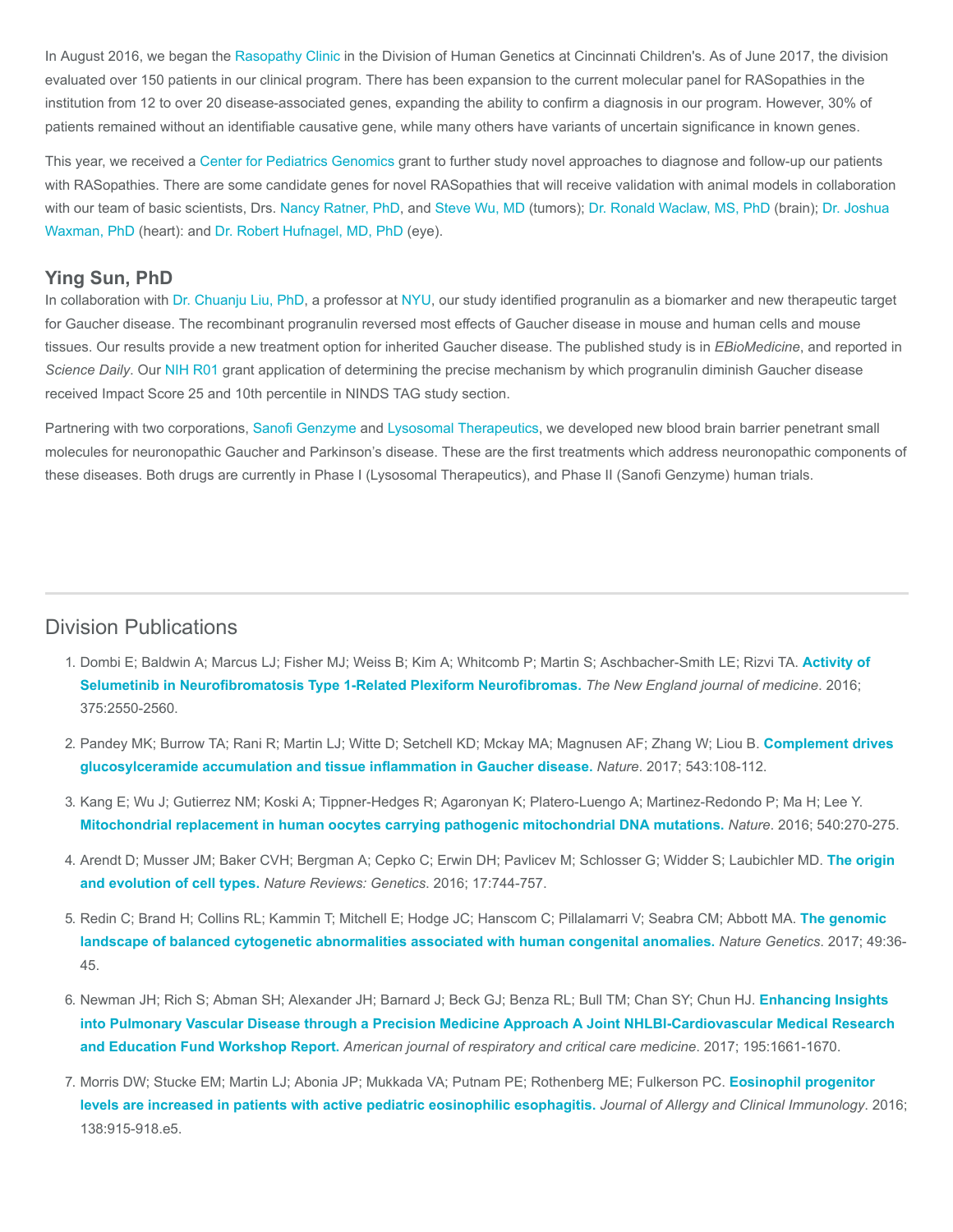In August 2016, we began the Rasopathy Clinic in the Division of Human Genetics at Cincinnati Children's. As of June 2017, the division evaluated over 150 patients in our clinical program. There has been expansion to the current molecular panel for RASopathies in the institution from 12 to over 20 disease-associated genes, expanding the ability to confirm a diagnosis in our program. However, 30% of patients remained without an identifiable causative gene, while many others have variants of uncertain significance in known genes.

This year, we received a Center for Pediatrics Genomics grant to further study novel approaches to diagnose and follow-up our patients with RASopathies. There are some candidate genes for novel RASopathies that will receive validation with animal models in collaboration with our team of basic scientists, Drs. Nancy Ratner, PhD, and Steve Wu, MD (tumors); Dr. Ronald Waclaw, MS, PhD (brain); Dr. Joshua Waxman, PhD (heart): and Dr. Robert Hufnagel, MD, PhD (eye).

### Ying Sun, PhD

In collaboration with Dr. Chuanju Liu, PhD, a professor at NYU, our study identified progranulin as a biomarker and new therapeutic target for Gaucher disease. The recombinant progranulin reversed most effects of Gaucher disease in mouse and human cells and mouse tissues. Our results provide a new treatment option for inherited Gaucher disease. The published study is in *EBioMedicine*, and reported in *Science Daily*. Our NIH R01 grant application of determining the precise mechanism by which progranulin diminish Gaucher disease received Impact Score 25 and 10th percentile in NINDS TAG study section.

Partnering with two corporations, Sanofi Genzyme and Lysosomal Therapeutics, we developed new blood brain barrier penetrant small molecules for neuronopathic Gaucher and Parkinson's disease. These are the first treatments which address neuronopathic components of these diseases. Both drugs are currently in Phase I (Lysosomal Therapeutics), and Phase II (Sanofi Genzyme) human trials.

## Division Publications

1. Dombi E; Baldwin A; Marcus LJ; Fisher MJ; Weiss B; Kim A; Whitcomb P; Martin S; Aschbacher-Smith LE; Rizvi TA. **Activity of Selumetinib in Neurofibromatosis Type 1-Related Plexiform Neurofibromas.** *The New England journal of medicine*. 2016; 375:2550-2560.
2. Pandey MK; Burrow TA; Rani R; Martin LJ; Witte D; Setchell KD; Mckay MA; Magnusen AF; Zhang W; Liou B. **Complement drives glucosylceramide accumulation and tissue inflammation in Gaucher disease.** *Nature*. 2017; 543:108-112.
3. Kang E; Wu J; Gutierrez NM; Koski A; Tippner-Hedges R; Agaronyan K; Platero-Luengo A; Martinez-Redondo P; Ma H; Lee Y. **Mitochondrial replacement in human oocytes carrying pathogenic mitochondrial DNA mutations.** *Nature*. 2016; 540:270-275.
4. Arendt D; Musser JM; Baker CVH; Bergman A; Cepko C; Erwin DH; Pavlicev M; Schlosser G; Widder S; Laubichler MD. **The origin and evolution of cell types.** *Nature Reviews: Genetics*. 2016; 17:744-757.
5. Redin C; Brand H; Collins RL; Kammin T; Mitchell E; Hodge JC; Hanscom C; Pillalamarri V; Seabra CM; Abbott MA. **The genomic landscape of balanced cytogenetic abnormalities associated with human congenital anomalies.** *Nature Genetics*. 2017; 49:36-45.
6. Newman JH; Rich S; Abman SH; Alexander JH; Barnard J; Beck GJ; Benza RL; Bull TM; Chan SY; Chun HJ. **Enhancing Insights into Pulmonary Vascular Disease through a Precision Medicine Approach A Joint NHLBI-Cardiovascular Medical Research and Education Fund Workshop Report.** *American journal of respiratory and critical care medicine*. 2017; 195:1661-1670.
7. Morris DW; Stucke EM; Martin LJ; Abonia JP; Mukkada VA; Putnam PE; Rothenberg ME; Fulkerson PC. **Eosinophil progenitor levels are increased in patients with active pediatric eosinophilic esophagitis.** *Journal of Allergy and Clinical Immunology*. 2016; 138:915-918.e5.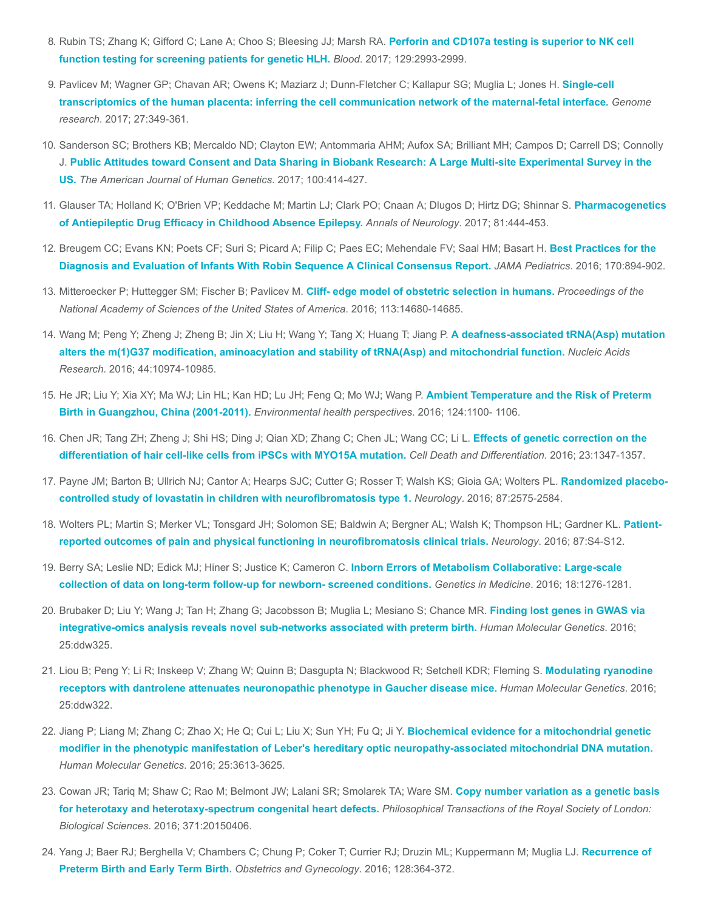8. Rubin TS; Zhang K; Gifford C; Lane A; Choo S; Bleesing JJ; Marsh RA. **Perforin and CD107a testing is superior to NK cell function testing for screening patients for genetic HLH.** *Blood*. 2017; 129:2993-2999.

9. Pavlicev M; Wagner GP; Chavan AR; Owens K; Maziarz J; Dunn-Fletcher C; Kallapur SG; Muglia L; Jones H. **Single-cell transcriptomics of the human placenta: inferring the cell communication network of the maternal-fetal interface.** *Genome research*. 2017; 27:349-361.

10. Sanderson SC; Brothers KB; Mercaldo ND; Clayton EW; Antommaria AHM; Aufox SA; Brilliant MH; Campos D; Carrell DS; Connolly J. **Public Attitudes toward Consent and Data Sharing in Biobank Research: A Large Multi-site Experimental Survey in the US.** *The American Journal of Human Genetics*. 2017; 100:414-427.

11. Glauser TA; Holland K; O'Brien VP; Keddache M; Martin LJ; Clark PO; Cnaan A; Dlugos D; Hirtz DG; Shinnar S. **Pharmacogenetics of Antiepileptic Drug Efficacy in Childhood Absence Epilepsy.** *Annals of Neurology*. 2017; 81:444-453.

12. Breugem CC; Evans KN; Poets CF; Suri S; Picard A; Filip C; Paes EC; Mehendale FV; Saal HM; Basart H. **Best Practices for the Diagnosis and Evaluation of Infants With Robin Sequence A Clinical Consensus Report.** *JAMA Pediatrics*. 2016; 170:894-902.

13. Mitteroecker P; Huttegger SM; Fischer B; Pavlicev M. **Cliff- edge model of obstetric selection in humans.** *Proceedings of the National Academy of Sciences of the United States of America*. 2016; 113:14680-14685.

14. Wang M; Peng Y; Zheng J; Zheng B; Jin X; Liu H; Wang Y; Tang X; Huang T; Jiang P. **A deafness-associated tRNA(Asp) mutation alters the m(1)G37 modification, aminoacylation and stability of tRNA(Asp) and mitochondrial function.** *Nucleic Acids Research*. 2016; 44:10974-10985.

15. He JR; Liu Y; Xia XY; Ma WJ; Lin HL; Kan HD; Lu JH; Feng Q; Mo WJ; Wang P. **Ambient Temperature and the Risk of Preterm Birth in Guangzhou, China (2001-2011).** *Environmental health perspectives*. 2016; 124:1100- 1106.

16. Chen JR; Tang ZH; Zheng J; Shi HS; Ding J; Qian XD; Zhang C; Chen JL; Wang CC; Li L. **Effects of genetic correction on the differentiation of hair cell-like cells from iPSCs with MYO15A mutation.** *Cell Death and Differentiation*. 2016; 23:1347-1357.

17. Payne JM; Barton B; Ullrich NJ; Cantor A; Hearps SJC; Cutter G; Rosser T; Walsh KS; Gioia GA; Wolters PL. **Randomized placebo-controlled study of lovastatin in children with neurofibromatosis type 1.** *Neurology*. 2016; 87:2575-2584.

18. Wolters PL; Martin S; Merker VL; Tonsgard JH; Solomon SE; Baldwin A; Bergner AL; Walsh K; Thompson HL; Gardner KL. **Patient-reported outcomes of pain and physical functioning in neurofibromatosis clinical trials.** *Neurology*. 2016; 87:S4-S12.

19. Berry SA; Leslie ND; Edick MJ; Hiner S; Justice K; Cameron C. **Inborn Errors of Metabolism Collaborative: Large-scale collection of data on long-term follow-up for newborn- screened conditions.** *Genetics in Medicine*. 2016; 18:1276-1281.

20. Brubaker D; Liu Y; Wang J; Tan H; Zhang G; Jacobsson B; Muglia L; Mesiano S; Chance MR. **Finding lost genes in GWAS via integrative-omics analysis reveals novel sub-networks associated with preterm birth.** *Human Molecular Genetics*. 2016; 25:ddw325.

21. Liou B; Peng Y; Li R; Inskeep V; Zhang W; Quinn B; Dasgupta N; Blackwood R; Setchell KDR; Fleming S. **Modulating ryanodine receptors with dantrolene attenuates neuronopathic phenotype in Gaucher disease mice.** *Human Molecular Genetics*. 2016; 25:ddw322.

22. Jiang P; Liang M; Zhang C; Zhao X; He Q; Cui L; Liu X; Sun YH; Fu Q; Ji Y. **Biochemical evidence for a mitochondrial genetic modifier in the phenotypic manifestation of Leber's hereditary optic neuropathy-associated mitochondrial DNA mutation.** *Human Molecular Genetics*. 2016; 25:3613-3625.

23. Cowan JR; Tariq M; Shaw C; Rao M; Belmont JW; Lalani SR; Smolarek TA; Ware SM. **Copy number variation as a genetic basis for heterotaxy and heterotaxy-spectrum congenital heart defects.** *Philosophical Transactions of the Royal Society of London: Biological Sciences*. 2016; 371:20150406.

24. Yang J; Baer RJ; Berghella V; Chambers C; Chung P; Coker T; Currier RJ; Druzin ML; Kuppermann M; Muglia LJ. **Recurrence of Preterm Birth and Early Term Birth.** *Obstetrics and Gynecology*. 2016; 128:364-372.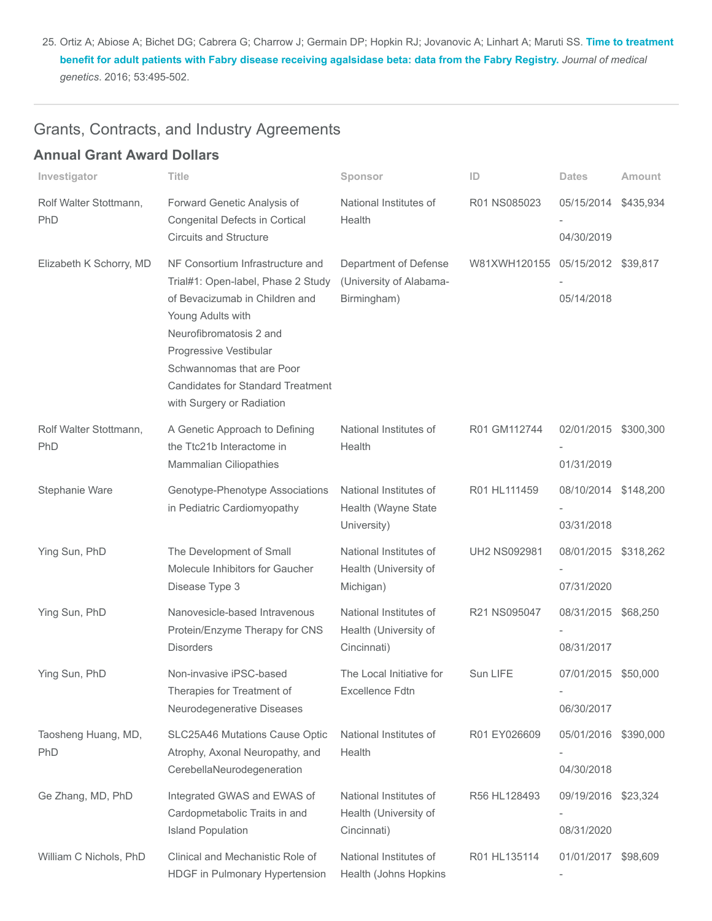25. Ortiz A; Abiose A; Bichet DG; Cabrera G; Charrow J; Germain DP; Hopkin RJ; Jovanovic A; Linhart A; Maruti SS. **Time to treatment benefit for adult patients with Fabry disease receiving agalsidase beta: data from the Fabry Registry.** *Journal of medical genetics*. 2016; 53:495-502.

---

## Grants, Contracts, and Industry Agreements

### Annual Grant Award Dollars

| Investigator | Title | Sponsor | ID | Dates | Amount |
|---|---|---|---|---|---|
| Rolf Walter Stottmann, PhD | Forward Genetic Analysis of Congenital Defects in Cortical Circuits and Structure | National Institutes of Health | R01 NS085023 | 05/15/2014 - 04/30/2019 | $435,934 |
| Elizabeth K Schorry, MD | NF Consortium Infrastructure and Trial#1: Open-label, Phase 2 Study of Bevacizumab in Children and Young Adults with Neurofibromatosis 2 and Progressive Vestibular Schwannomas that are Poor Candidates for Standard Treatment with Surgery or Radiation | Department of Defense (University of Alabama-Birmingham) | W81XWH120155 | 05/15/2012 - 05/14/2018 | $39,817 |
| Rolf Walter Stottmann, PhD | A Genetic Approach to Defining the Ttc21b Interactome in Mammalian Ciliopathies | National Institutes of Health | R01 GM112744 | 02/01/2015 - 01/31/2019 | $300,300 |
| Stephanie Ware | Genotype-Phenotype Associations in Pediatric Cardiomyopathy | National Institutes of Health (Wayne State University) | R01 HL111459 | 08/10/2014 - 03/31/2018 | $148,200 |
| Ying Sun, PhD | The Development of Small Molecule Inhibitors for Gaucher Disease Type 3 | National Institutes of Health (University of Michigan) | UH2 NS092981 | 08/01/2015 - 07/31/2020 | $318,262 |
| Ying Sun, PhD | Nanovesicle-based Intravenous Protein/Enzyme Therapy for CNS Disorders | National Institutes of Health (University of Cincinnati) | R21 NS095047 | 08/31/2015 - 08/31/2017 | $68,250 |
| Ying Sun, PhD | Non-invasive iPSC-based Therapies for Treatment of Neurodegenerative Diseases | The Local Initiative for Excellence Fdtn | Sun LIFE | 07/01/2015 - 06/30/2017 | $50,000 |
| Taosheng Huang, MD, PhD | SLC25A46 Mutations Cause Optic Atrophy, Axonal Neuropathy, and CerebellaNeurodegeneration | National Institutes of Health | R01 EY026609 | 05/01/2016 - 04/30/2018 | $390,000 |
| Ge Zhang, MD, PhD | Integrated GWAS and EWAS of Cardopmetabolic Traits in and Island Population | National Institutes of Health (University of Cincinnati) | R56 HL128493 | 09/19/2016 - 08/31/2020 | $23,324 |
| William C Nichols, PhD | Clinical and Mechanistic Role of HDGF in Pulmonary Hypertension | National Institutes of Health (Johns Hopkins | R01 HL135114 | 01/01/2017 - | $98,609 |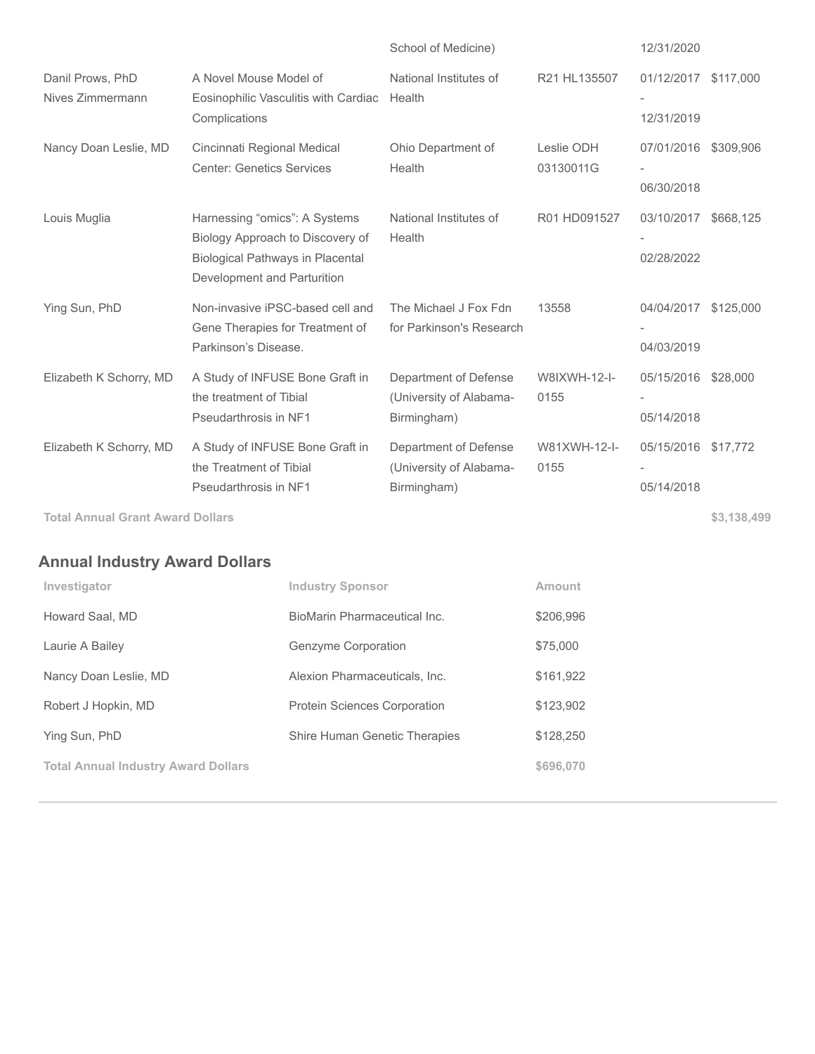| | | | | | |
|---|---|---|---|---|---|
| | | School of Medicine) | | 12/31/2020 | |
| Danil Prows, PhD<br>Nives Zimmermann | A Novel Mouse Model of Eosinophilic Vasculitis with Cardiac Complications | National Institutes of Health | R21 HL135507 | 01/12/2017 - 12/31/2019 | $117,000 |
| Nancy Doan Leslie, MD | Cincinnati Regional Medical Center: Genetics Services | Ohio Department of Health | Leslie ODH 03130011G | 07/01/2016 - 06/30/2018 | $309,906 |
| Louis Muglia | Harnessing “omics”: A Systems Biology Approach to Discovery of Biological Pathways in Placental Development and Parturition | National Institutes of Health | R01 HD091527 | 03/10/2017 - 02/28/2022 | $668,125 |
| Ying Sun, PhD | Non-invasive iPSC-based cell and Gene Therapies for Treatment of Parkinson’s Disease. | The Michael J Fox Fdn for Parkinson's Research | 13558 | 04/04/2017 - 04/03/2019 | $125,000 |
| Elizabeth K Schorry, MD | A Study of INFUSE Bone Graft in the treatment of Tibial Pseudarthrosis in NF1 | Department of Defense (University of Alabama-Birmingham) | W8IXWH-12-I-0155 | 05/15/2016 - 05/14/2018 | $28,000 |
| Elizabeth K Schorry, MD | A Study of INFUSE Bone Graft in the Treatment of Tibial Pseudarthrosis in NF1 | Department of Defense (University of Alabama-Birmingham) | W81XWH-12-I-0155 | 05/15/2016 - 05/14/2018 | $17,772 |
| **Total Annual Grant Award Dollars** | | | | | **$3,138,499** |

## Annual Industry Award Dollars

| Investigator | Industry Sponsor | Amount |
|---|---|---|
| Howard Saal, MD | BioMarin Pharmaceutical Inc. | $206,996 |
| Laurie A Bailey | Genzyme Corporation | $75,000 |
| Nancy Doan Leslie, MD | Alexion Pharmaceuticals, Inc. | $161,922 |
| Robert J Hopkin, MD | Protein Sciences Corporation | $123,902 |
| Ying Sun, PhD | Shire Human Genetic Therapies | $128,250 |
| **Total Annual Industry Award Dollars** | | **$696,070** |